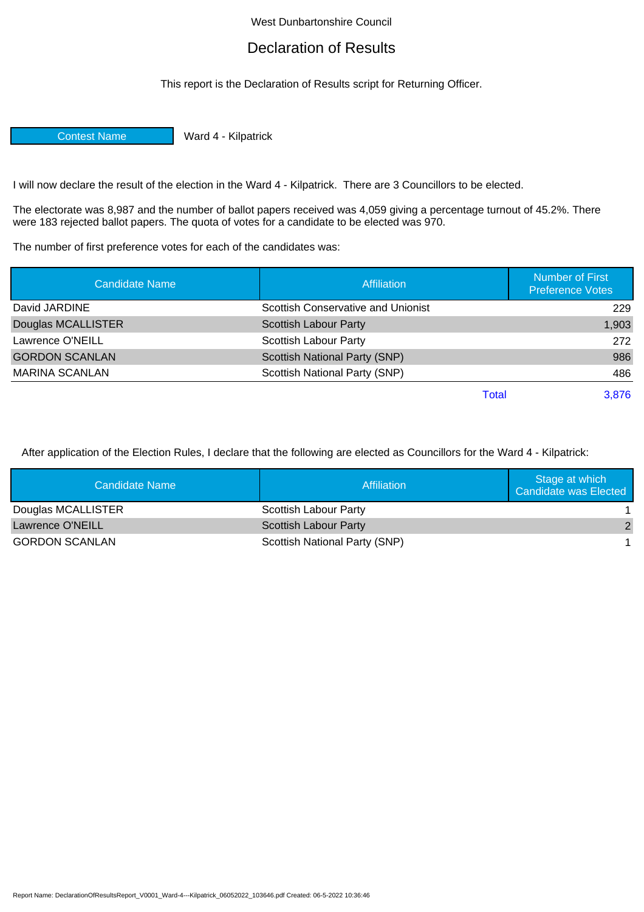West Dunbartonshire Council

# Declaration of Results

This report is the Declaration of Results script for Returning Officer.

| Contest Name | Ward 4 - Kilpatrick |
|---|---|

I will now declare the result of the election in the Ward 4 - Kilpatrick. There are 3 Councillors to be elected.

The electorate was 8,987 and the number of ballot papers received was 4,059 giving a percentage turnout of 45.2%. There were 183 rejected ballot papers. The quota of votes for a candidate to be elected was 970.

The number of first preference votes for each of the candidates was:

| Candidate Name | Affiliation | Number of First Preference Votes |
|---|---|---|
| David JARDINE | Scottish Conservative and Unionist | 229 |
| Douglas MCALLISTER | Scottish Labour Party | 1,903 |
| Lawrence O'NEILL | Scottish Labour Party | 272 |
| GORDON SCANLAN | Scottish National Party (SNP) | 986 |
| MARINA SCANLAN | Scottish National Party (SNP) | 486 |
| | Total | 3,876 |

After application of the Election Rules, I declare that the following are elected as Councillors for the Ward 4 - Kilpatrick:

| Candidate Name | Affiliation | Stage at which Candidate was Elected |
|---|---|---|
| Douglas MCALLISTER | Scottish Labour Party | 1 |
| Lawrence O'NEILL | Scottish Labour Party | 2 |
| GORDON SCANLAN | Scottish National Party (SNP) | 1 |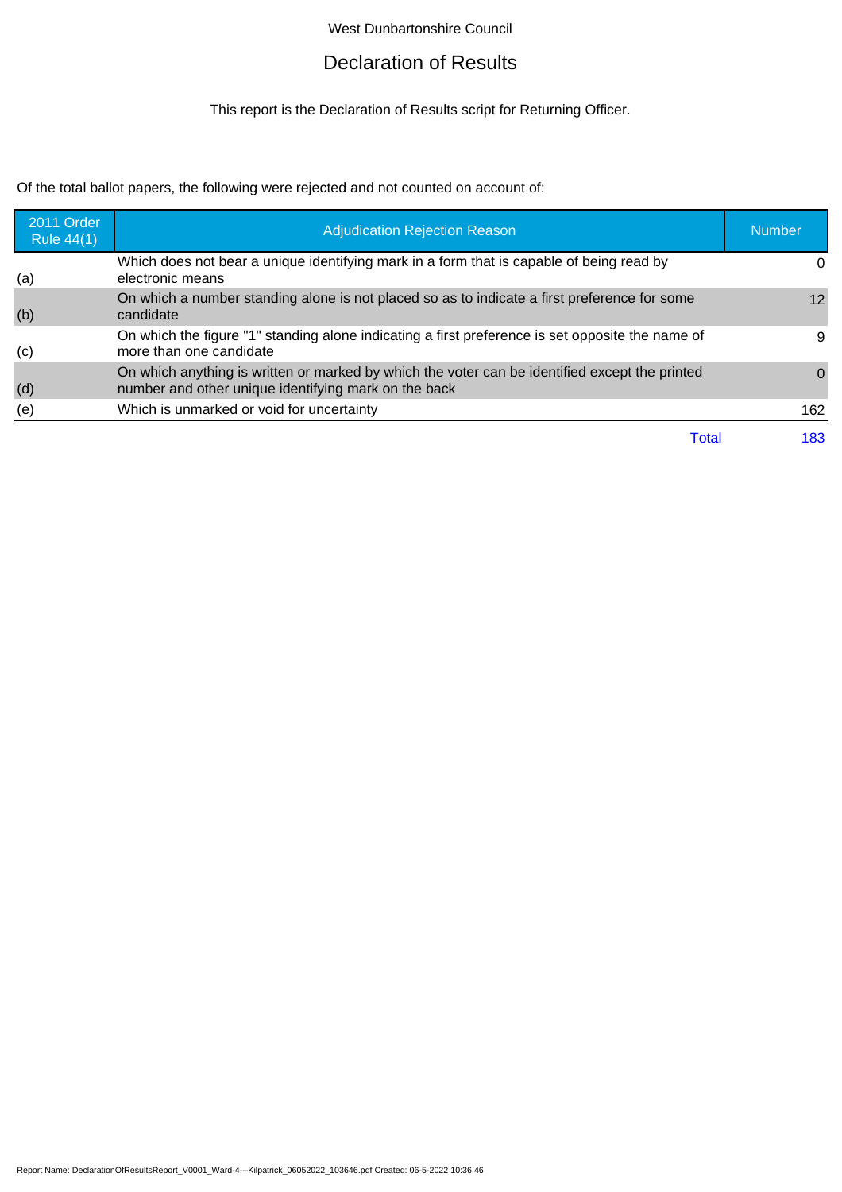West Dunbartonshire Council

# Declaration of Results

This report is the Declaration of Results script for Returning Officer.

Of the total ballot papers, the following were rejected and not counted on account of:

| 2011 Order Rule 44(1) | Adjudication Rejection Reason | Number |
|---|---|---|
| (a) | Which does not bear a unique identifying mark in a form that is capable of being read by electronic means | 0 |
| (b) | On which a number standing alone is not placed so as to indicate a first preference for some candidate | 12 |
| (c) | On which the figure "1" standing alone indicating a first preference is set opposite the name of more than one candidate | 9 |
| (d) | On which anything is written or marked by which the voter can be identified except the printed number and other unique identifying mark on the back | 0 |
| (e) | Which is unmarked or void for uncertainty | 162 |
| | Total | 183 |

Report Name: DeclarationOfResultsReport_V0001_Ward-4---Kilpatrick_06052022_103646.pdf Created: 06-5-2022 10:36:46